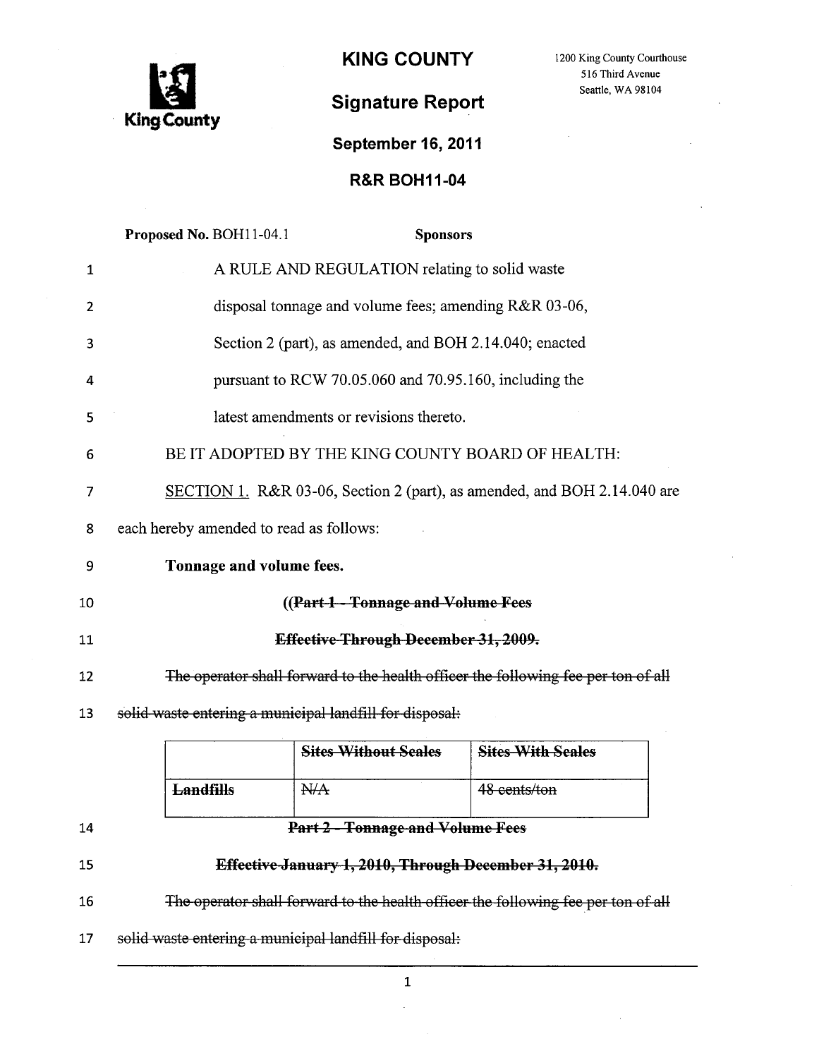**KING COUNTY**

1200 King County Courthouse
516 Third Avenue
Seattle, WA 98104

King County

# Signature Report

**September 16, 2011**

## R&R BOH11-04

**Proposed No.** BOH11-04.1 **Sponsors**

1 A RULE AND REGULATION relating to solid waste
2 disposal tonnage and volume fees; amending R&R 03-06,
3 Section 2 (part), as amended, and BOH 2.14.040; enacted
4 pursuant to RCW 70.05.060 and 70.95.160, including the
5 latest amendments or revisions thereto.

6 BE IT ADOPTED BY THE KING COUNTY BOARD OF HEALTH:

7 SECTION 1. R&R 03-06, Section 2 (part), as amended, and BOH 2.14.040 are
8 each hereby amended to read as follows:

9 **Tonnage and volume fees.**

10 **((~~Part 1 - Tonnage and Volume Fees~~**

11 **~~Effective Through December 31, 2009.~~**

12 ~~The operator shall forward to the health officer the following fee per ton of all~~
13 ~~solid waste entering a municipal landfill for disposal:~~

| | ~~Sites Without Scales~~ | ~~Sites With Scales~~ |
|---|---|---|
| ~~Landfills~~ | ~~N/A~~ | ~~48 cents/ton~~ |

14 **~~Part 2 - Tonnage and Volume Fees~~**

15 **~~Effective January 1, 2010, Through December 31, 2010.~~**

16 ~~The operator shall forward to the health officer the following fee per ton of all~~
17 ~~solid waste entering a municipal landfill for disposal:~~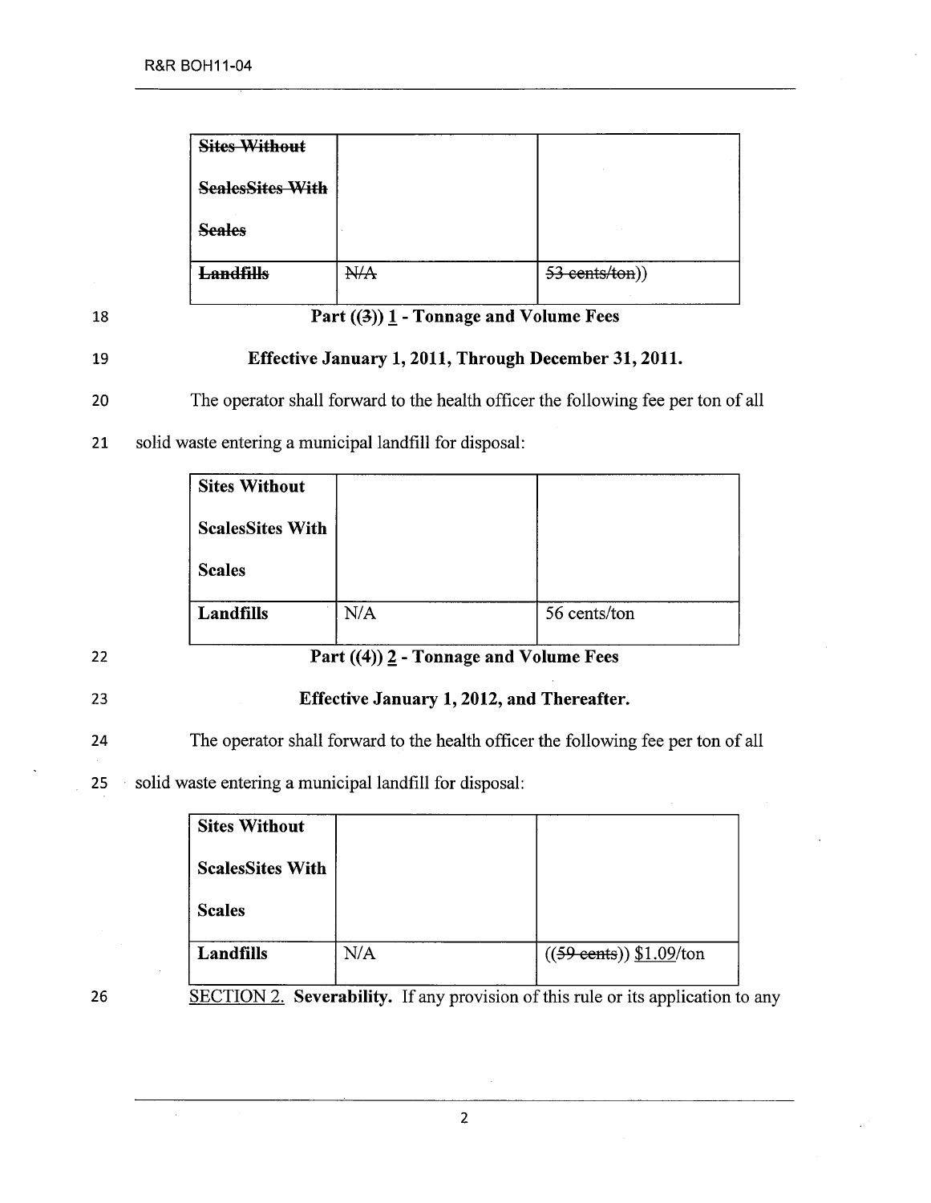| ~~Sites Without ScalesSites With Scales~~ | | |
|---|---|---|
| ~~Landfills~~ | ~~N/A~~ | ~~53 cents/ton~~)) |

18 **Part ((~~3~~)) 1 - Tonnage and Volume Fees**

19 **Effective January 1, 2011, Through December 31, 2011.**

20 The operator shall forward to the health officer the following fee per ton of all

21 solid waste entering a municipal landfill for disposal:

| Sites Without ScalesSites With Scales | | |
|---|---|---|
| **Landfills** | N/A | 56 cents/ton |

22 **Part ((4)) 2 - Tonnage and Volume Fees**

23 **Effective January 1, 2012, and Thereafter.**

24 The operator shall forward to the health officer the following fee per ton of all

25 solid waste entering a municipal landfill for disposal:

| Sites Without ScalesSites With Scales | | |
|---|---|---|
| **Landfills** | N/A | ((~~59 cents~~)) $1.09/ton |

26 SECTION 2. **Severability.** If any provision of this rule or its application to any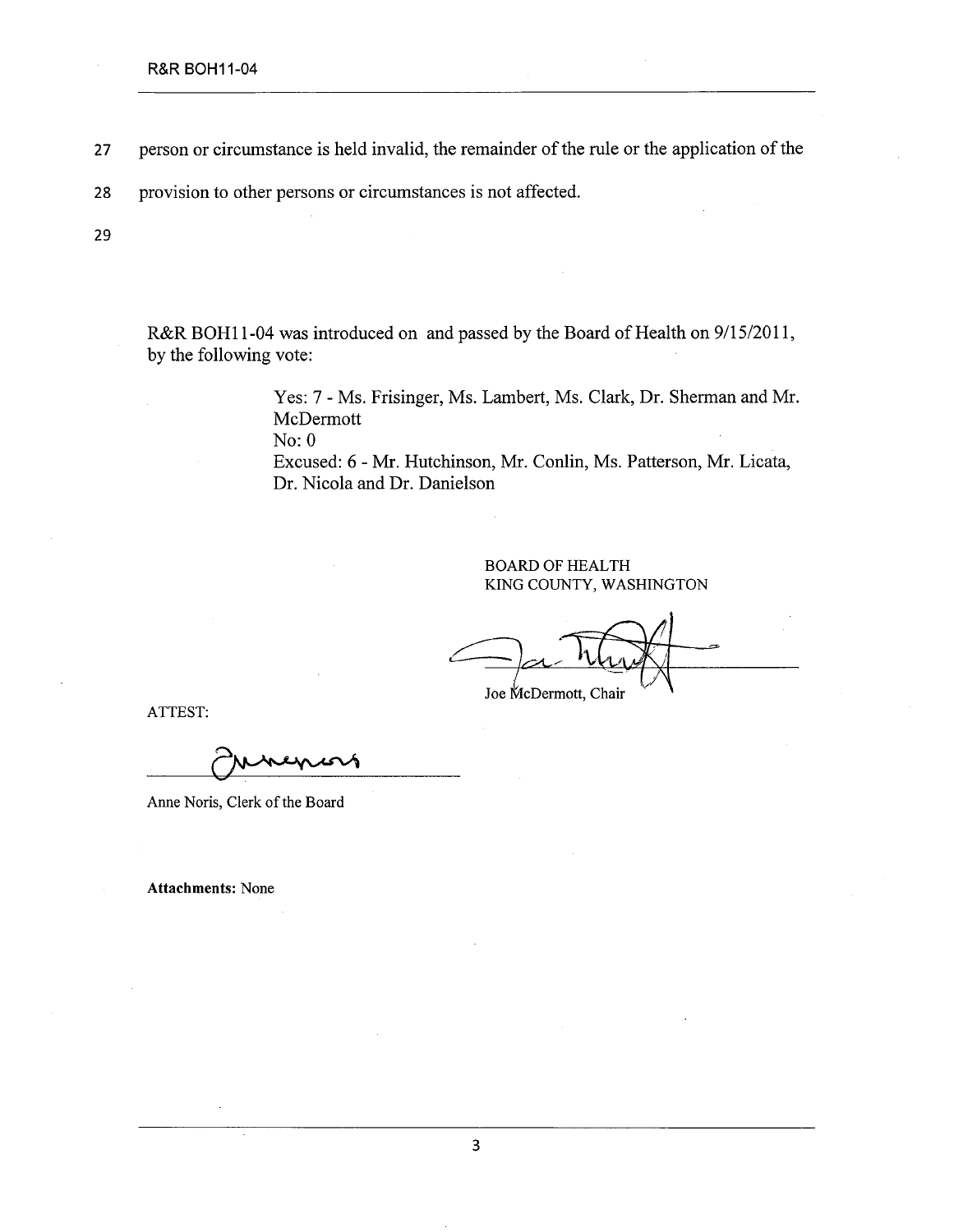27 person or circumstance is held invalid, the remainder of the rule or the application of the

28 provision to other persons or circumstances is not affected.

29

R&R BOH11-04 was introduced on and passed by the Board of Health on 9/15/2011, by the following vote:

Yes: 7 - Ms. Frisinger, Ms. Lambert, Ms. Clark, Dr. Sherman and Mr. McDermott
No: 0
Excused: 6 - Mr. Hutchinson, Mr. Conlin, Ms. Patterson, Mr. Licata, Dr. Nicola and Dr. Danielson

BOARD OF HEALTH
KING COUNTY, WASHINGTON

Joe McDermott, Chair

ATTEST:

Anne Noris, Clerk of the Board

**Attachments:** None